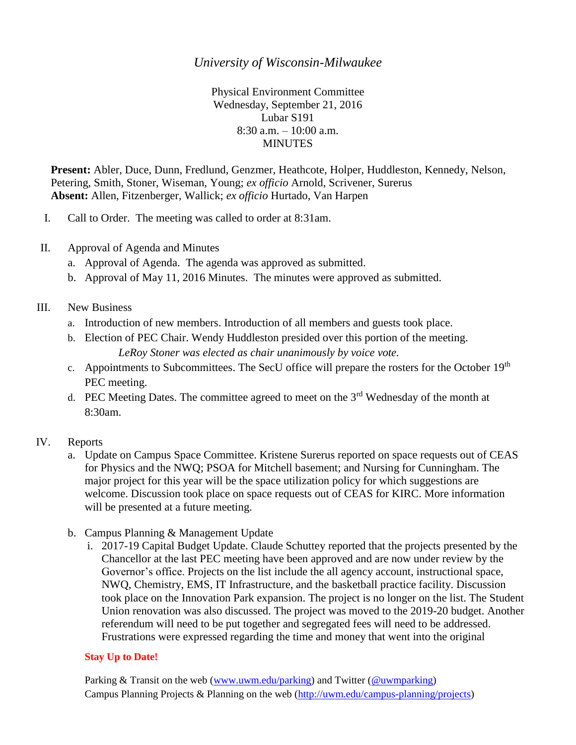# *University of Wisconsin-Milwaukee*

Physical Environment Committee
Wednesday, September 21, 2016
Lubar S191
8:30 a.m. – 10:00 a.m.
MINUTES

**Present:** Abler, Duce, Dunn, Fredlund, Genzmer, Heathcote, Holper, Huddleston, Kennedy, Nelson, Petering, Smith, Stoner, Wiseman, Young; *ex officio* Arnold, Scrivener, Surerus
**Absent:** Allen, Fitzenberger, Wallick; *ex officio* Hurtado, Van Harpen

I. Call to Order. The meeting was called to order at 8:31am.

II. Approval of Agenda and Minutes
   a. Approval of Agenda. The agenda was approved as submitted.
   b. Approval of May 11, 2016 Minutes. The minutes were approved as submitted.

III. New Business
   a. Introduction of new members. Introduction of all members and guests took place.
   b. Election of PEC Chair. Wendy Huddleston presided over this portion of the meeting.
      *LeRoy Stoner was elected as chair unanimously by voice vote.*
   c. Appointments to Subcommittees. The SecU office will prepare the rosters for the October 19th PEC meeting.
   d. PEC Meeting Dates. The committee agreed to meet on the 3rd Wednesday of the month at 8:30am.

IV. Reports
   a. Update on Campus Space Committee. Kristene Surerus reported on space requests out of CEAS for Physics and the NWQ; PSOA for Mitchell basement; and Nursing for Cunningham. The major project for this year will be the space utilization policy for which suggestions are welcome. Discussion took place on space requests out of CEAS for KIRC. More information will be presented at a future meeting.

   b. Campus Planning & Management Update
      i. 2017-19 Capital Budget Update. Claude Schuttey reported that the projects presented by the Chancellor at the last PEC meeting have been approved and are now under review by the Governor's office. Projects on the list include the all agency account, instructional space, NWQ, Chemistry, EMS, IT Infrastructure, and the basketball practice facility. Discussion took place on the Innovation Park expansion. The project is no longer on the list. The Student Union renovation was also discussed. The project was moved to the 2019-20 budget. Another referendum will need to be put together and segregated fees will need to be addressed. Frustrations were expressed regarding the time and money that went into the original

**Stay Up to Date!**

Parking & Transit on the web (www.uwm.edu/parking) and Twitter (@uwmparking)
Campus Planning Projects & Planning on the web (http://uwm.edu/campus-planning/projects)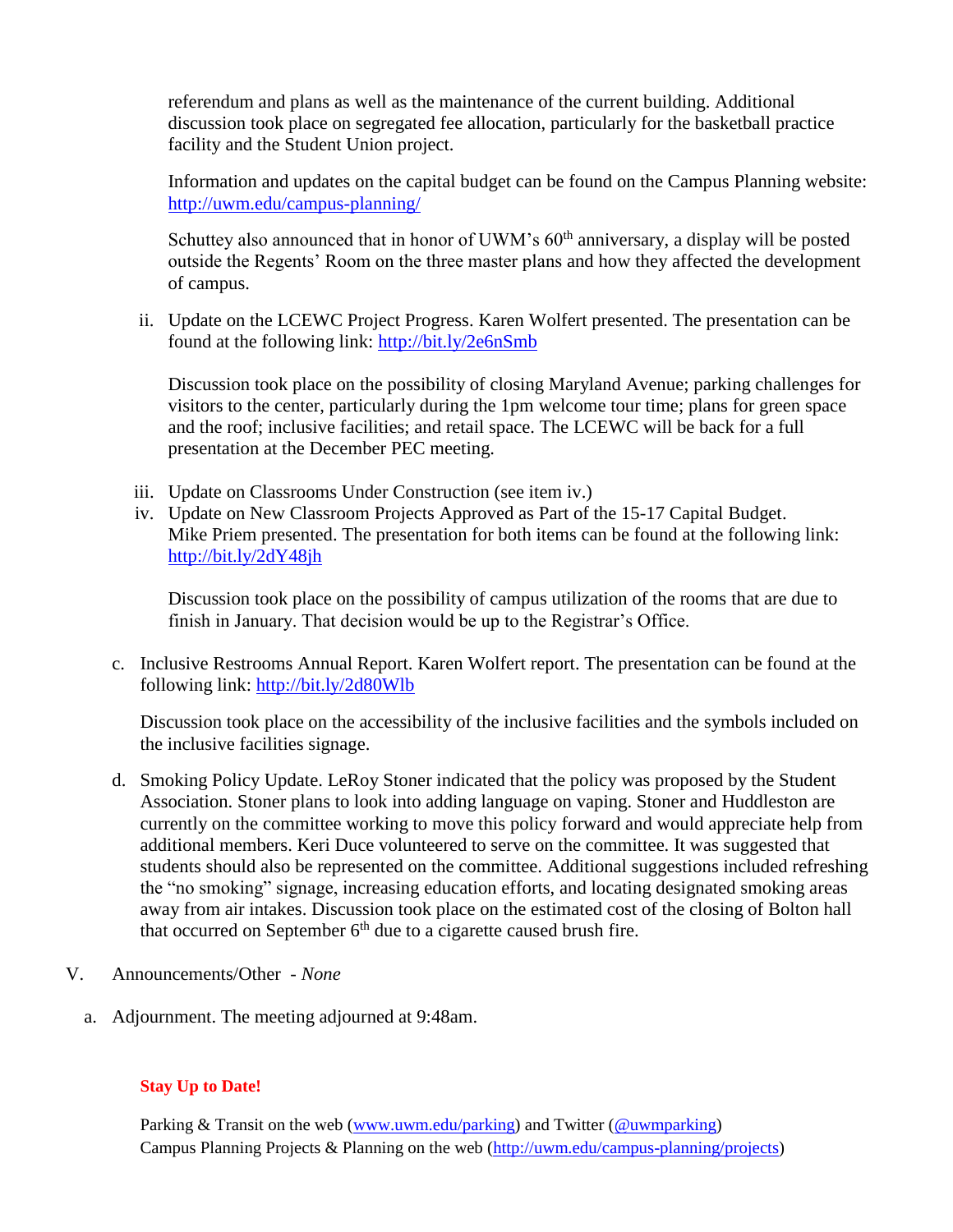referendum and plans as well as the maintenance of the current building. Additional discussion took place on segregated fee allocation, particularly for the basketball practice facility and the Student Union project.

Information and updates on the capital budget can be found on the Campus Planning website: http://uwm.edu/campus-planning/

Schuttey also announced that in honor of UWM's 60th anniversary, a display will be posted outside the Regents' Room on the three master plans and how they affected the development of campus.

ii. Update on the LCEWC Project Progress. Karen Wolfert presented. The presentation can be found at the following link: http://bit.ly/2e6nSmb

   Discussion took place on the possibility of closing Maryland Avenue; parking challenges for visitors to the center, particularly during the 1pm welcome tour time; plans for green space and the roof; inclusive facilities; and retail space. The LCEWC will be back for a full presentation at the December PEC meeting.

iii. Update on Classrooms Under Construction (see item iv.)

iv. Update on New Classroom Projects Approved as Part of the 15-17 Capital Budget. Mike Priem presented. The presentation for both items can be found at the following link: http://bit.ly/2dY48jh

   Discussion took place on the possibility of campus utilization of the rooms that are due to finish in January. That decision would be up to the Registrar's Office.

c. Inclusive Restrooms Annual Report. Karen Wolfert report. The presentation can be found at the following link: http://bit.ly/2d80Wlb

   Discussion took place on the accessibility of the inclusive facilities and the symbols included on the inclusive facilities signage.

d. Smoking Policy Update. LeRoy Stoner indicated that the policy was proposed by the Student Association. Stoner plans to look into adding language on vaping. Stoner and Huddleston are currently on the committee working to move this policy forward and would appreciate help from additional members. Keri Duce volunteered to serve on the committee. It was suggested that students should also be represented on the committee. Additional suggestions included refreshing the "no smoking" signage, increasing education efforts, and locating designated smoking areas away from air intakes. Discussion took place on the estimated cost of the closing of Bolton hall that occurred on September 6th due to a cigarette caused brush fire.

V. Announcements/Other - *None*

a. Adjournment. The meeting adjourned at 9:48am.

**Stay Up to Date!**

Parking & Transit on the web (www.uwm.edu/parking) and Twitter (@uwmparking)
Campus Planning Projects & Planning on the web (http://uwm.edu/campus-planning/projects)